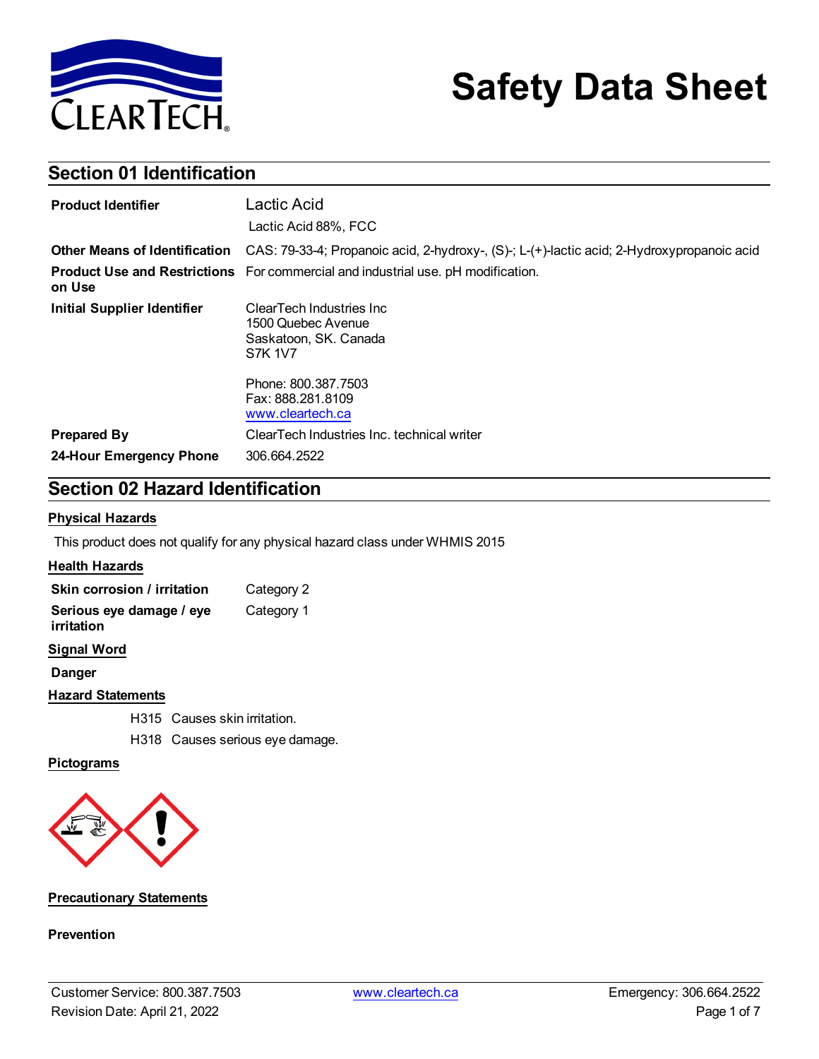# Safety Data Sheet

## Section 01 Identification

| | |
|---|---|
| **Product Identifier** | Lactic Acid<br>Lactic Acid 88%, FCC |
| **Other Means of Identification** | CAS: 79-33-4; Propanoic acid, 2-hydroxy-, (S)-; L-(+)-lactic acid; 2-Hydroxypropanoic acid |
| **Product Use and Restrictions on Use** | For commercial and industrial use. pH modification. |
| **Initial Supplier Identifier** | ClearTech Industries Inc<br>1500 Quebec Avenue<br>Saskatoon, SK. Canada<br>S7K 1V7<br><br>Phone: 800.387.7503<br>Fax: 888.281.8109<br>www.cleartech.ca |
| **Prepared By** | ClearTech Industries Inc. technical writer |
| **24-Hour Emergency Phone** | 306.664.2522 |

## Section 02 Hazard Identification

**Physical Hazards**

This product does not qualify for any physical hazard class under WHMIS 2015

**Health Hazards**

| | |
|---|---|
| **Skin corrosion / irritation** | Category 2 |
| **Serious eye damage / eye irritation** | Category 1 |

**Signal Word**

**Danger**

**Hazard Statements**

H315 Causes skin irritation.

H318 Causes serious eye damage.

**Pictograms**

**Precautionary Statements**

**Prevention**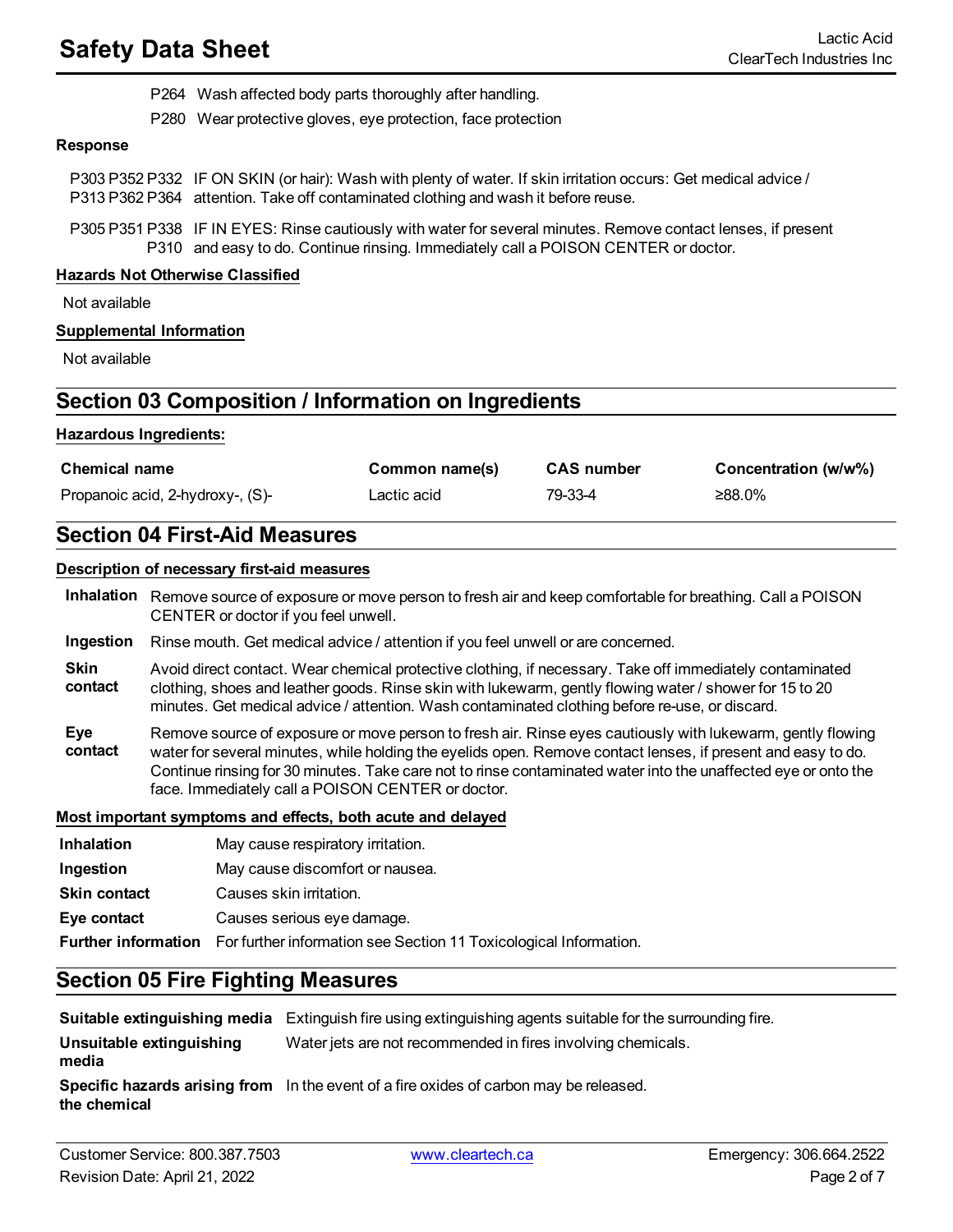P264 Wash affected body parts thoroughly after handling.

P280 Wear protective gloves, eye protection, face protection

**Response**

P303 P352 P332 P313 P362 P364 IF ON SKIN (or hair): Wash with plenty of water. If skin irritation occurs: Get medical advice / attention. Take off contaminated clothing and wash it before reuse.

P305 P351 P338 P310 IF IN EYES: Rinse cautiously with water for several minutes. Remove contact lenses, if present and easy to do. Continue rinsing. Immediately call a POISON CENTER or doctor.

**Hazards Not Otherwise Classified**

Not available

**Supplemental Information**

Not available

## Section 03 Composition / Information on Ingredients

**Hazardous Ingredients:**

| Chemical name | Common name(s) | CAS number | Concentration (w/w%) |
|---|---|---|---|
| Propanoic acid, 2-hydroxy-, (S)- | Lactic acid | 79-33-4 | ≥88.0% |

## Section 04 First-Aid Measures

**Description of necessary first-aid measures**

**Inhalation** Remove source of exposure or move person to fresh air and keep comfortable for breathing. Call a POISON CENTER or doctor if you feel unwell.

**Ingestion** Rinse mouth. Get medical advice / attention if you feel unwell or are concerned.

**Skin contact** Avoid direct contact. Wear chemical protective clothing, if necessary. Take off immediately contaminated clothing, shoes and leather goods. Rinse skin with lukewarm, gently flowing water / shower for 15 to 20 minutes. Get medical advice / attention. Wash contaminated clothing before re-use, or discard.

**Eye contact** Remove source of exposure or move person to fresh air. Rinse eyes cautiously with lukewarm, gently flowing water for several minutes, while holding the eyelids open. Remove contact lenses, if present and easy to do. Continue rinsing for 30 minutes. Take care not to rinse contaminated water into the unaffected eye or onto the face. Immediately call a POISON CENTER or doctor.

**Most important symptoms and effects, both acute and delayed**

| | |
|---|---|
| **Inhalation** | May cause respiratory irritation. |
| **Ingestion** | May cause discomfort or nausea. |
| **Skin contact** | Causes skin irritation. |
| **Eye contact** | Causes serious eye damage. |
| **Further information** | For further information see Section 11 Toxicological Information. |

## Section 05 Fire Fighting Measures

| | |
|---|---|
| **Suitable extinguishing media** | Extinguish fire using extinguishing agents suitable for the surrounding fire. |
| **Unsuitable extinguishing media** | Water jets are not recommended in fires involving chemicals. |
| **Specific hazards arising from the chemical** | In the event of a fire oxides of carbon may be released. |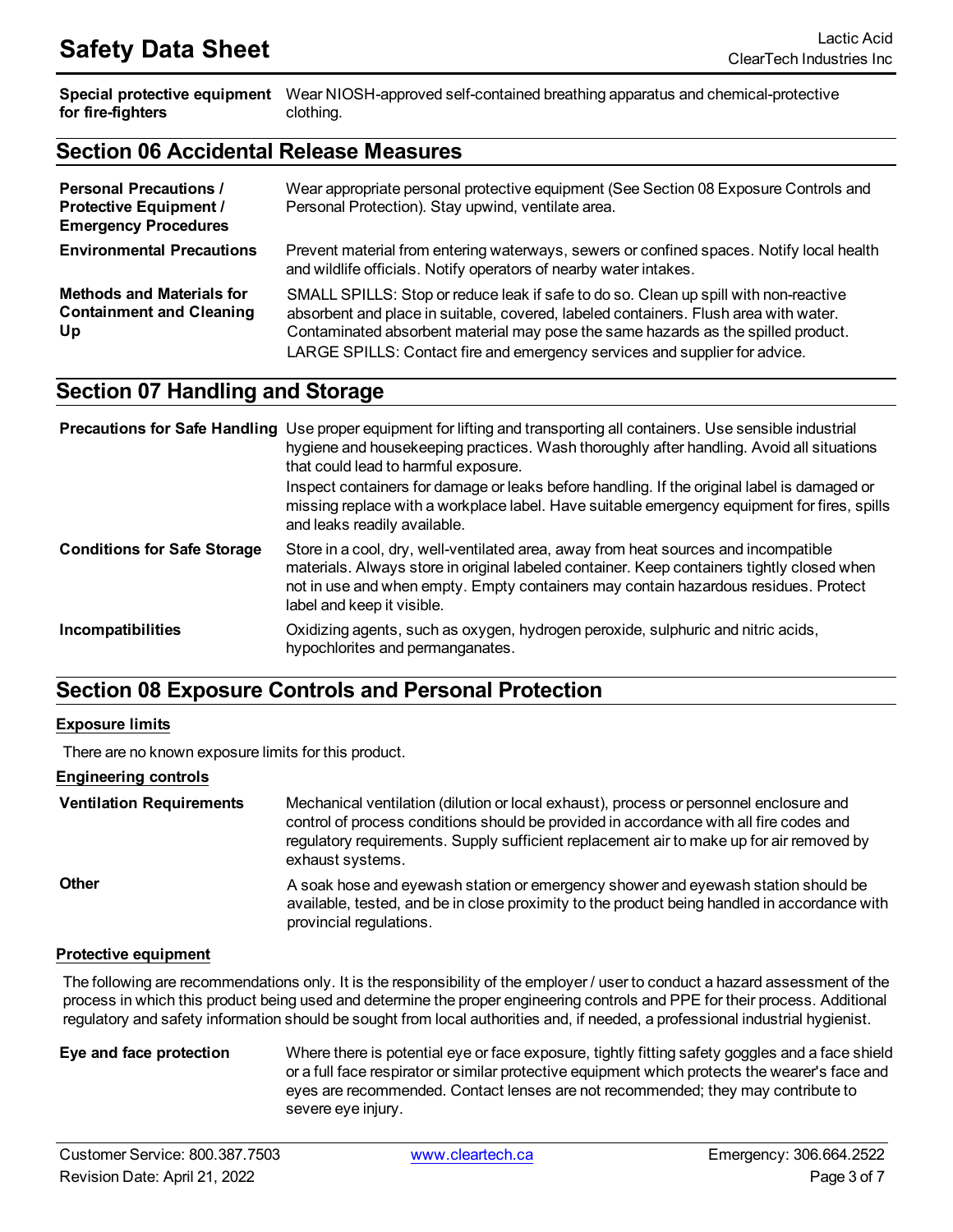| | |
|---|---|
| **Special protective equipment for fire-fighters** | Wear NIOSH-approved self-contained breathing apparatus and chemical-protective clothing. |

## Section 06 Accidental Release Measures

| | |
|---|---|
| **Personal Precautions / Protective Equipment / Emergency Procedures** | Wear appropriate personal protective equipment (See Section 08 Exposure Controls and Personal Protection). Stay upwind, ventilate area. |
| **Environmental Precautions** | Prevent material from entering waterways, sewers or confined spaces. Notify local health and wildlife officials. Notify operators of nearby water intakes. |
| **Methods and Materials for Containment and Cleaning Up** | SMALL SPILLS: Stop or reduce leak if safe to do so. Clean up spill with non-reactive absorbent and place in suitable, covered, labeled containers. Flush area with water. Contaminated absorbent material may pose the same hazards as the spilled product. LARGE SPILLS: Contact fire and emergency services and supplier for advice. |

## Section 07 Handling and Storage

| | |
|---|---|
| **Precautions for Safe Handling** | Use proper equipment for lifting and transporting all containers. Use sensible industrial hygiene and housekeeping practices. Wash thoroughly after handling. Avoid all situations that could lead to harmful exposure. Inspect containers for damage or leaks before handling. If the original label is damaged or missing replace with a workplace label. Have suitable emergency equipment for fires, spills and leaks readily available. |
| **Conditions for Safe Storage** | Store in a cool, dry, well-ventilated area, away from heat sources and incompatible materials. Always store in original labeled container. Keep containers tightly closed when not in use and when empty. Empty containers may contain hazardous residues. Protect label and keep it visible. |
| **Incompatibilities** | Oxidizing agents, such as oxygen, hydrogen peroxide, sulphuric and nitric acids, hypochlorites and permanganates. |

## Section 08 Exposure Controls and Personal Protection

### Exposure limits

There are no known exposure limits for this product.

### Engineering controls

| | |
|---|---|
| **Ventilation Requirements** | Mechanical ventilation (dilution or local exhaust), process or personnel enclosure and control of process conditions should be provided in accordance with all fire codes and regulatory requirements. Supply sufficient replacement air to make up for air removed by exhaust systems. |
| **Other** | A soak hose and eyewash station or emergency shower and eyewash station should be available, tested, and be in close proximity to the product being handled in accordance with provincial regulations. |

### Protective equipment

The following are recommendations only. It is the responsibility of the employer / user to conduct a hazard assessment of the process in which this product being used and determine the proper engineering controls and PPE for their process. Additional regulatory and safety information should be sought from local authorities and, if needed, a professional industrial hygienist.

| | |
|---|---|
| **Eye and face protection** | Where there is potential eye or face exposure, tightly fitting safety goggles and a face shield or a full face respirator or similar protective equipment which protects the wearer's face and eyes are recommended. Contact lenses are not recommended; they may contribute to severe eye injury. |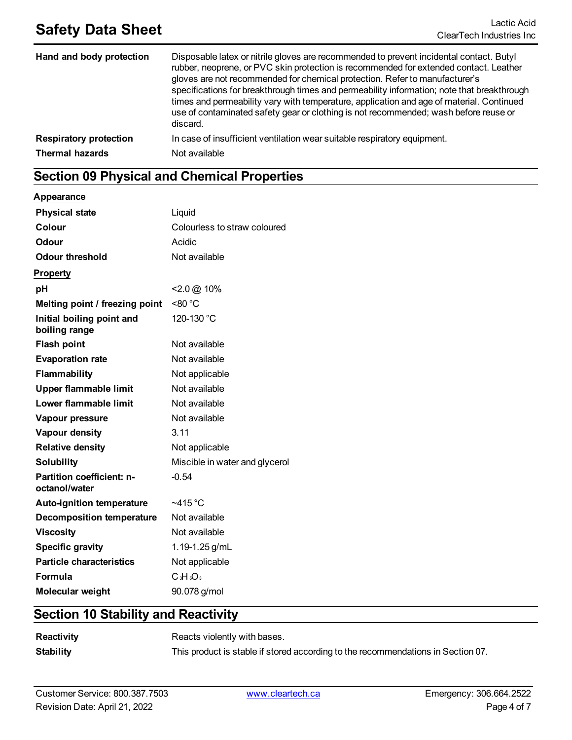| | |
|---|---|
| **Hand and body protection** | Disposable latex or nitrile gloves are recommended to prevent incidental contact. Butyl rubber, neoprene, or PVC skin protection is recommended for extended contact. Leather gloves are not recommended for chemical protection. Refer to manufacturer's specifications for breakthrough times and permeability information; note that breakthrough times and permeability vary with temperature, application and age of material. Continued use of contaminated safety gear or clothing is not recommended; wash before reuse or discard. |
| **Respiratory protection** | In case of insufficient ventilation wear suitable respiratory equipment. |
| **Thermal hazards** | Not available |

## Section 09 Physical and Chemical Properties

**Appearance**

| | |
|---|---|
| **Physical state** | Liquid |
| **Colour** | Colourless to straw coloured |
| **Odour** | Acidic |
| **Odour threshold** | Not available |

**Property**

| | |
|---|---|
| **pH** | <2.0 @ 10% |
| **Melting point / freezing point** | <80 °C |
| **Initial boiling point and boiling range** | 120-130 °C |
| **Flash point** | Not available |
| **Evaporation rate** | Not available |
| **Flammability** | Not applicable |
| **Upper flammable limit** | Not available |
| **Lower flammable limit** | Not available |
| **Vapour pressure** | Not available |
| **Vapour density** | 3.11 |
| **Relative density** | Not applicable |
| **Solubility** | Miscible in water and glycerol |
| **Partition coefficient: n-octanol/water** | -0.54 |
| **Auto-ignition temperature** | ~415 °C |
| **Decomposition temperature** | Not available |
| **Viscosity** | Not available |
| **Specific gravity** | 1.19-1.25 g/mL |
| **Particle characteristics** | Not applicable |
| **Formula** | $C_3H_6O_3$ |
| **Molecular weight** | 90.078 g/mol |

## Section 10 Stability and Reactivity

| | |
|---|---|
| **Reactivity** | Reacts violently with bases. |
| **Stability** | This product is stable if stored according to the recommendations in Section 07. |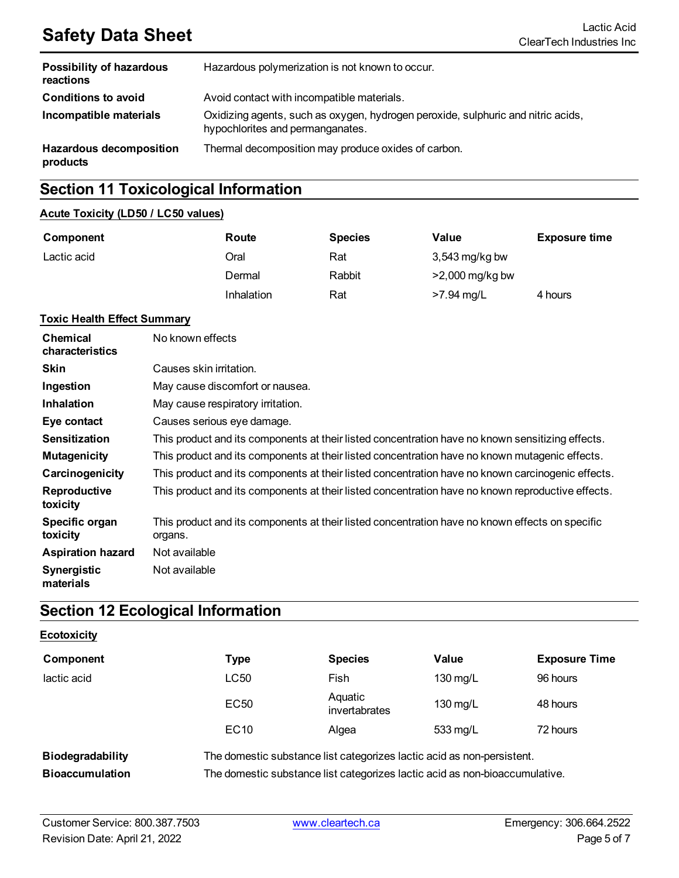| | |
|---|---|
| **Possibility of hazardous reactions** | Hazardous polymerization is not known to occur. |
| **Conditions to avoid** | Avoid contact with incompatible materials. |
| **Incompatible materials** | Oxidizing agents, such as oxygen, hydrogen peroxide, sulphuric and nitric acids, hypochlorites and permanganates. |
| **Hazardous decomposition products** | Thermal decomposition may produce oxides of carbon. |

## Section 11 Toxicological Information

### Acute Toxicity (LD50 / LC50 values)

| Component | Route | Species | Value | Exposure time |
|---|---|---|---|---|
| Lactic acid | Oral | Rat | 3,543 mg/kg bw | |
| | Dermal | Rabbit | >2,000 mg/kg bw | |
| | Inhalation | Rat | >7.94 mg/L | 4 hours |

### Toxic Health Effect Summary

| | |
|---|---|
| **Chemical characteristics** | No known effects |
| **Skin** | Causes skin irritation. |
| **Ingestion** | May cause discomfort or nausea. |
| **Inhalation** | May cause respiratory irritation. |
| **Eye contact** | Causes serious eye damage. |
| **Sensitization** | This product and its components at their listed concentration have no known sensitizing effects. |
| **Mutagenicity** | This product and its components at their listed concentration have no known mutagenic effects. |
| **Carcinogenicity** | This product and its components at their listed concentration have no known carcinogenic effects. |
| **Reproductive toxicity** | This product and its components at their listed concentration have no known reproductive effects. |
| **Specific organ toxicity** | This product and its components at their listed concentration have no known effects on specific organs. |
| **Aspiration hazard** | Not available |
| **Synergistic materials** | Not available |

## Section 12 Ecological Information

### Ecotoxicity

| Component | Type | Species | Value | Exposure Time |
|---|---|---|---|---|
| lactic acid | LC50 | Fish | 130 mg/L | 96 hours |
| | EC50 | Aquatic invertabrates | 130 mg/L | 48 hours |
| | EC10 | Algea | 533 mg/L | 72 hours |

| | |
|---|---|
| **Biodegradability** | The domestic substance list categorizes lactic acid as non-persistent. |
| **Bioaccumulation** | The domestic substance list categorizes lactic acid as non-bioaccumulative. |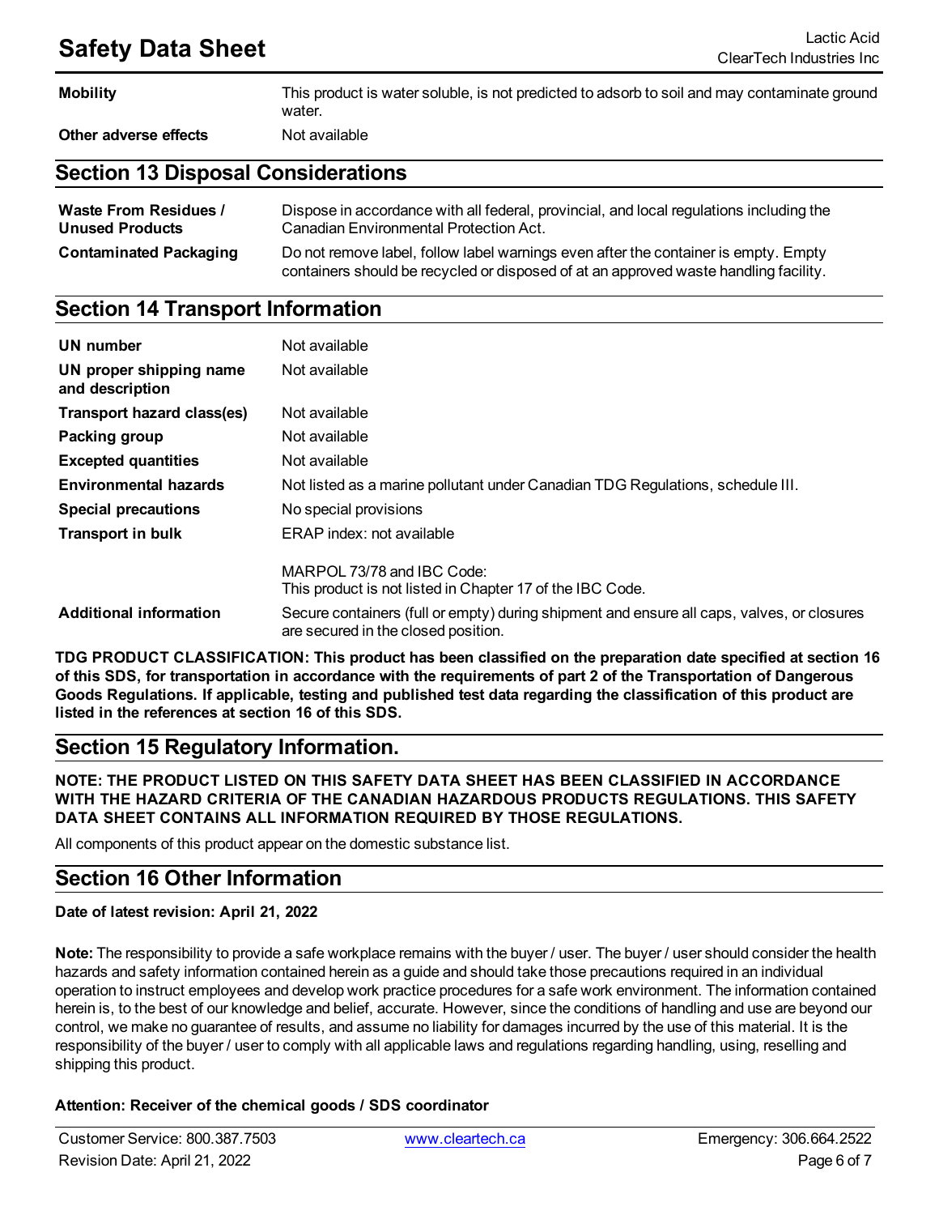| | |
|---|---|
| **Mobility** | This product is water soluble, is not predicted to adsorb to soil and may contaminate ground water. |
| **Other adverse effects** | Not available |

## Section 13 Disposal Considerations

| | |
|---|---|
| **Waste From Residues / Unused Products** | Dispose in accordance with all federal, provincial, and local regulations including the Canadian Environmental Protection Act. |
| **Contaminated Packaging** | Do not remove label, follow label warnings even after the container is empty. Empty containers should be recycled or disposed of at an approved waste handling facility. |

## Section 14 Transport Information

| | |
|---|---|
| **UN number** | Not available |
| **UN proper shipping name and description** | Not available |
| **Transport hazard class(es)** | Not available |
| **Packing group** | Not available |
| **Excepted quantities** | Not available |
| **Environmental hazards** | Not listed as a marine pollutant under Canadian TDG Regulations, schedule III. |
| **Special precautions** | No special provisions |
| **Transport in bulk** | ERAP index: not available<br><br>MARPOL 73/78 and IBC Code:<br>This product is not listed in Chapter 17 of the IBC Code. |
| **Additional information** | Secure containers (full or empty) during shipment and ensure all caps, valves, or closures are secured in the closed position. |

**TDG PRODUCT CLASSIFICATION: This product has been classified on the preparation date specified at section 16 of this SDS, for transportation in accordance with the requirements of part 2 of the Transportation of Dangerous Goods Regulations. If applicable, testing and published test data regarding the classification of this product are listed in the references at section 16 of this SDS.**

## Section 15 Regulatory Information.

**NOTE: THE PRODUCT LISTED ON THIS SAFETY DATA SHEET HAS BEEN CLASSIFIED IN ACCORDANCE WITH THE HAZARD CRITERIA OF THE CANADIAN HAZARDOUS PRODUCTS REGULATIONS. THIS SAFETY DATA SHEET CONTAINS ALL INFORMATION REQUIRED BY THOSE REGULATIONS.**

All components of this product appear on the domestic substance list.

## Section 16 Other Information

**Date of latest revision: April 21, 2022**

**Note:** The responsibility to provide a safe workplace remains with the buyer / user. The buyer / user should consider the health hazards and safety information contained herein as a guide and should take those precautions required in an individual operation to instruct employees and develop work practice procedures for a safe work environment. The information contained herein is, to the best of our knowledge and belief, accurate. However, since the conditions of handling and use are beyond our control, we make no guarantee of results, and assume no liability for damages incurred by the use of this material. It is the responsibility of the buyer / user to comply with all applicable laws and regulations regarding handling, using, reselling and shipping this product.

**Attention: Receiver of the chemical goods / SDS coordinator**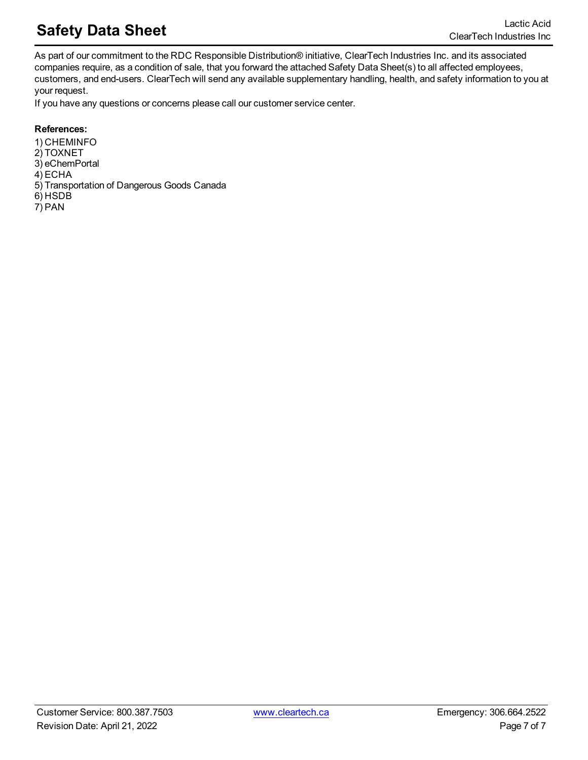As part of our commitment to the RDC Responsible Distribution® initiative, ClearTech Industries Inc. and its associated companies require, as a condition of sale, that you forward the attached Safety Data Sheet(s) to all affected employees, customers, and end-users. ClearTech will send any available supplementary handling, health, and safety information to you at your request.

If you have any questions or concerns please call our customer service center.

**References:**

1) CHEMINFO
2) TOXNET
3) eChemPortal
4) ECHA
5) Transportation of Dangerous Goods Canada
6) HSDB
7) PAN